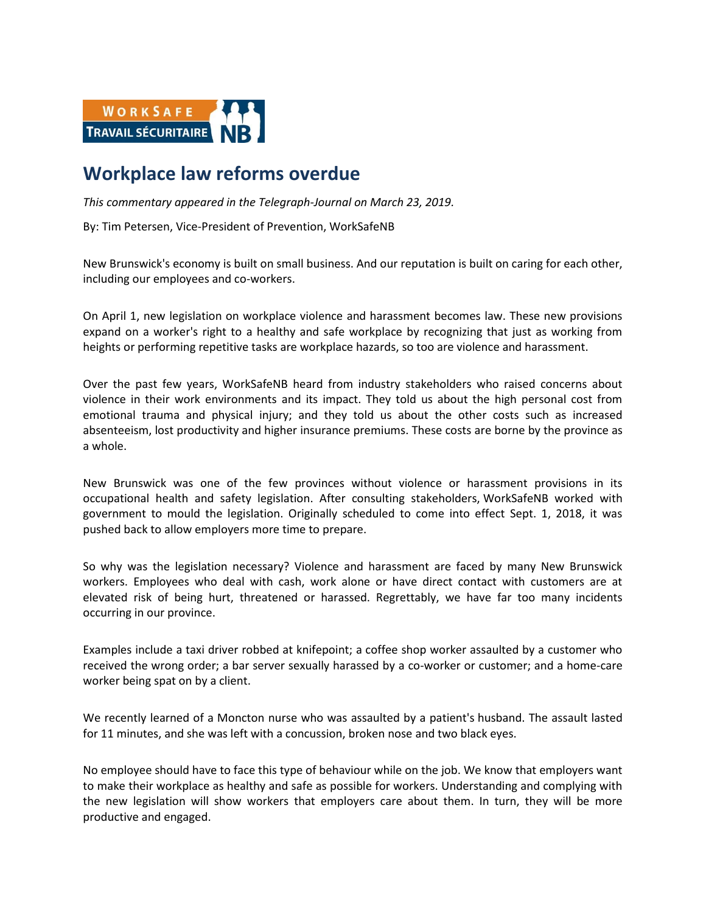# Workplace law reforms overdue

*This commentary appeared in the Telegraph-Journal on March 23, 2019.*

By: Tim Petersen, Vice-President of Prevention, WorkSafeNB

New Brunswick's economy is built on small business. And our reputation is built on caring for each other, including our employees and co-workers.

On April 1, new legislation on workplace violence and harassment becomes law. These new provisions expand on a worker's right to a healthy and safe workplace by recognizing that just as working from heights or performing repetitive tasks are workplace hazards, so too are violence and harassment.

Over the past few years, WorkSafeNB heard from industry stakeholders who raised concerns about violence in their work environments and its impact. They told us about the high personal cost from emotional trauma and physical injury; and they told us about the other costs such as increased absenteeism, lost productivity and higher insurance premiums. These costs are borne by the province as a whole.

New Brunswick was one of the few provinces without violence or harassment provisions in its occupational health and safety legislation. After consulting stakeholders, WorkSafeNB worked with government to mould the legislation. Originally scheduled to come into effect Sept. 1, 2018, it was pushed back to allow employers more time to prepare.

So why was the legislation necessary? Violence and harassment are faced by many New Brunswick workers. Employees who deal with cash, work alone or have direct contact with customers are at elevated risk of being hurt, threatened or harassed. Regrettably, we have far too many incidents occurring in our province.

Examples include a taxi driver robbed at knifepoint; a coffee shop worker assaulted by a customer who received the wrong order; a bar server sexually harassed by a co-worker or customer; and a home-care worker being spat on by a client.

We recently learned of a Moncton nurse who was assaulted by a patient's husband. The assault lasted for 11 minutes, and she was left with a concussion, broken nose and two black eyes.

No employee should have to face this type of behaviour while on the job. We know that employers want to make their workplace as healthy and safe as possible for workers. Understanding and complying with the new legislation will show workers that employers care about them. In turn, they will be more productive and engaged.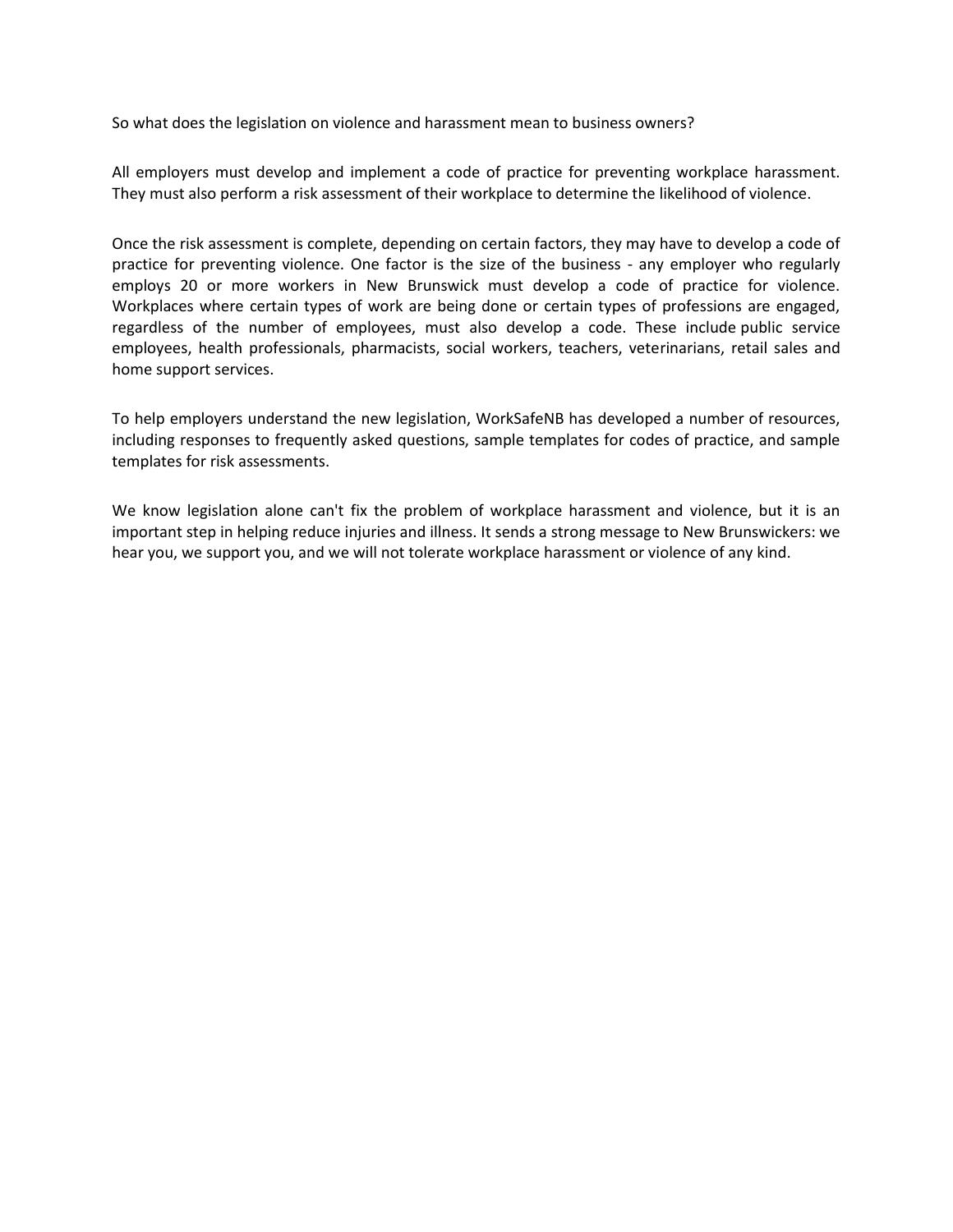So what does the legislation on violence and harassment mean to business owners?

All employers must develop and implement a code of practice for preventing workplace harassment. They must also perform a risk assessment of their workplace to determine the likelihood of violence.

Once the risk assessment is complete, depending on certain factors, they may have to develop a code of practice for preventing violence. One factor is the size of the business - any employer who regularly employs 20 or more workers in New Brunswick must develop a code of practice for violence. Workplaces where certain types of work are being done or certain types of professions are engaged, regardless of the number of employees, must also develop a code. These include public service employees, health professionals, pharmacists, social workers, teachers, veterinarians, retail sales and home support services.

To help employers understand the new legislation, WorkSafeNB has developed a number of resources, including responses to frequently asked questions, sample templates for codes of practice, and sample templates for risk assessments.

We know legislation alone can't fix the problem of workplace harassment and violence, but it is an important step in helping reduce injuries and illness. It sends a strong message to New Brunswickers: we hear you, we support you, and we will not tolerate workplace harassment or violence of any kind.